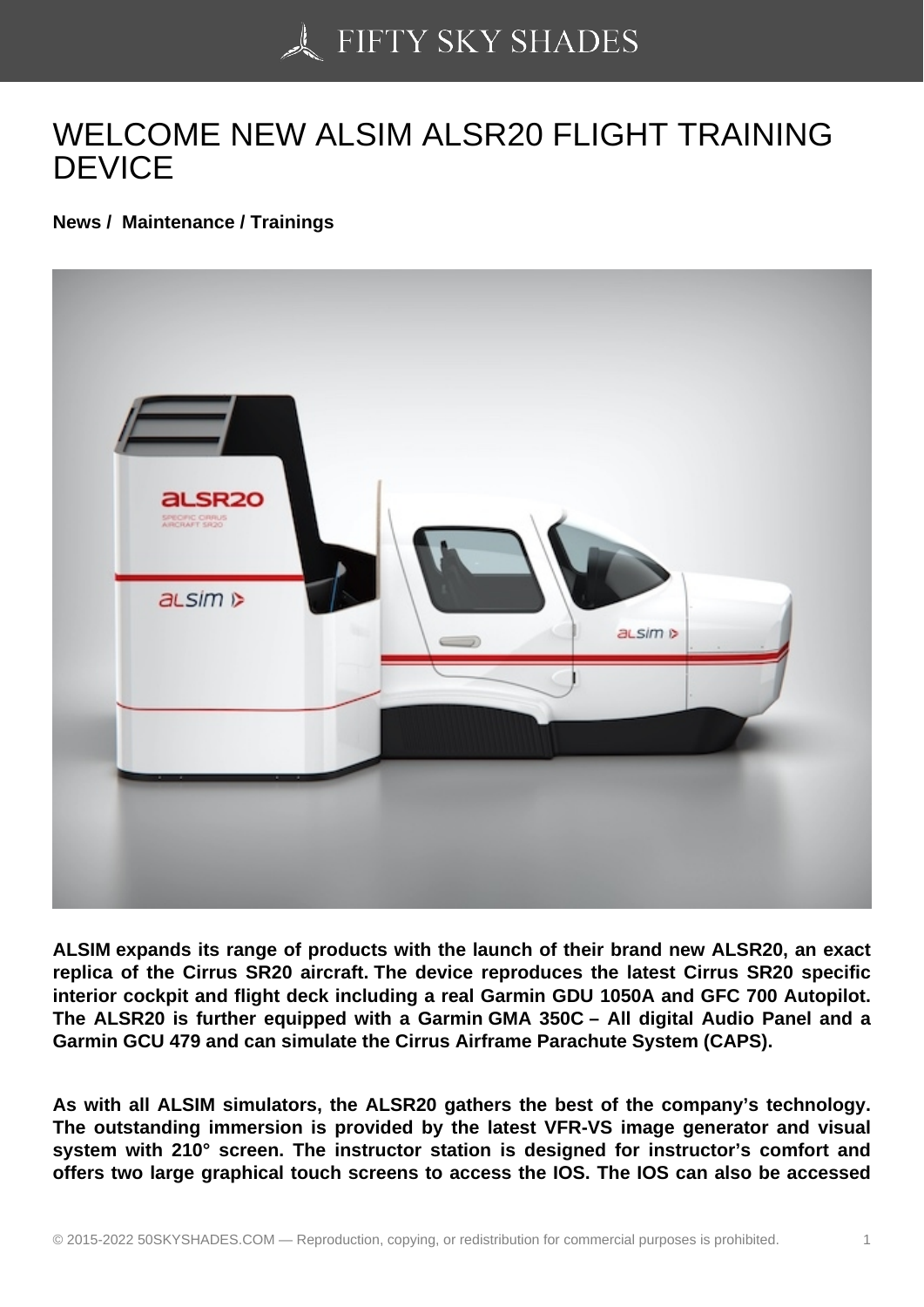# WELCOME NEW ALSIM ALSR20 FLIGHT TRAINING DEVICE

**News / Maintenance / Trainings**

**ALSIM expands its range of products with the launch of their brand new ALSR20, an exact replica of the Cirrus SR20 aircraft. The device reproduces the latest Cirrus SR20 specific interior cockpit and flight deck including a real Garmin GDU 1050A and GFC 700 Autopilot. The ALSR20 is further equipped with a Garmin GMA 350C – All digital Audio Panel and a Garmin GCU 479 and can simulate the Cirrus Airframe Parachute System (CAPS).**

**As with all ALSIM simulators, the ALSR20 gathers the best of the company's technology. The outstanding immersion is provided by the latest VFR-VS image generator and visual system with 210° screen. The instructor station is designed for instructor's comfort and offers two large graphical touch screens to access the IOS. The IOS can also be accessed**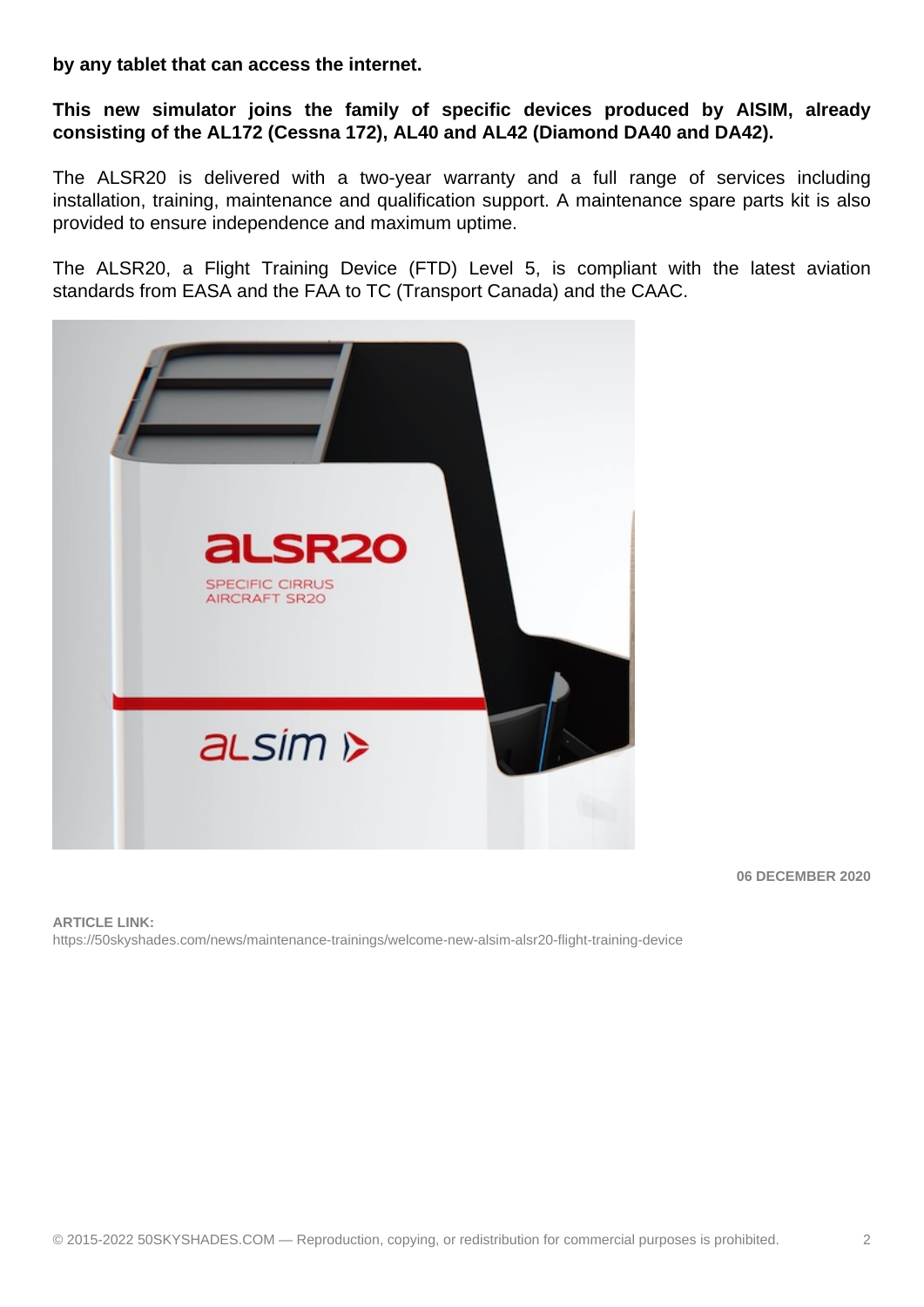**by any tablet that can access the internet.**

**This new simulator joins the family of specific devices produced by AlSIM, already consisting of the AL172 (Cessna 172), AL40 and AL42 (Diamond DA40 and DA42).**

The ALSR20 is delivered with a two-year warranty and a full range of services including installation, training, maintenance and qualification support. A maintenance spare parts kit is also provided to ensure independence and maximum uptime.

The ALSR20, a Flight Training Device (FTD) Level 5, is compliant with the latest aviation standards from EASA and the FAA to TC (Transport Canada) and the CAAC.

**06 DECEMBER 2020**

**ARTICLE LINK:**
https://50skyshades.com/news/maintenance-trainings/welcome-new-alsim-alsr20-flight-training-device

© 2015-2022 50SKYSHADES.COM — Reproduction, copying, or redistribution for commercial purposes is prohibited.